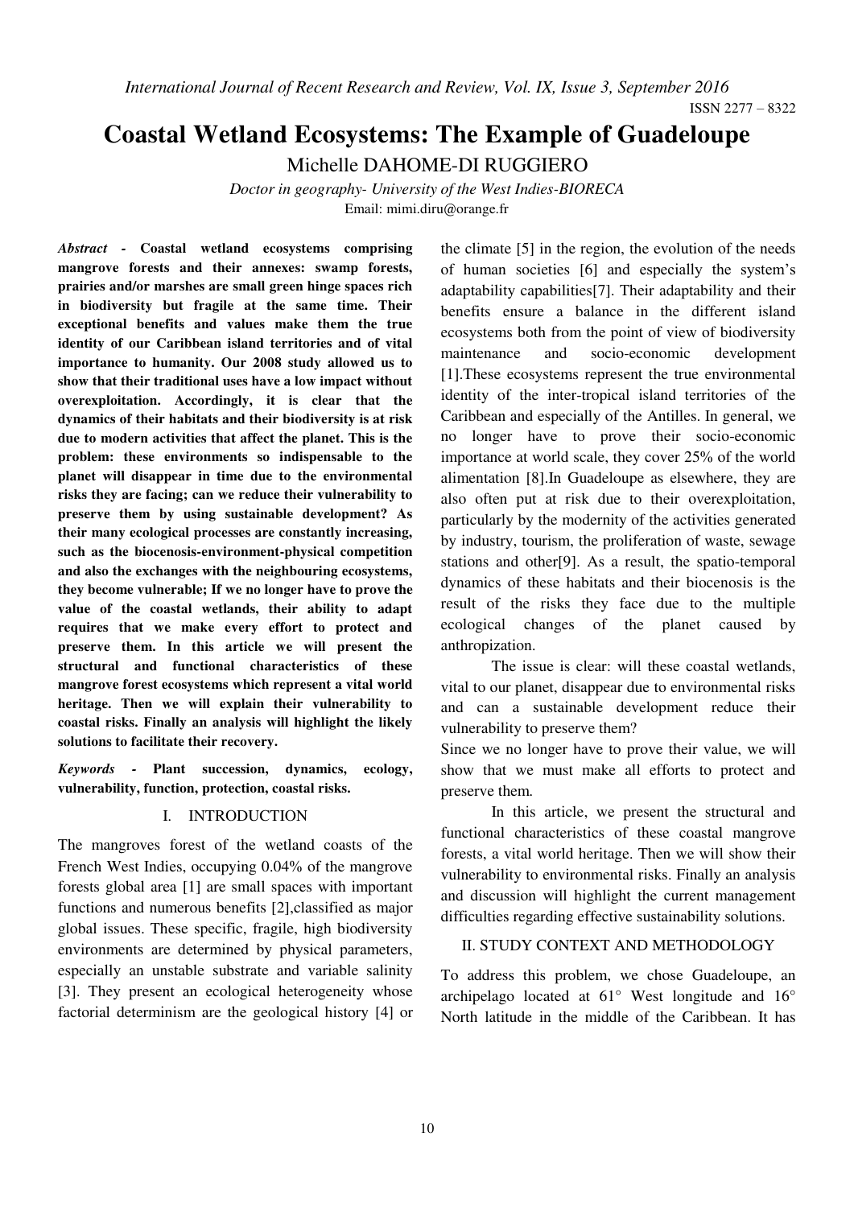# Coastal Wetland Ecosystems: The Example of Guadeloupe

Michelle DAHOME-DI RUGGIERO

*Doctor in geography- University of the West Indies-BIORECA*

Email: mimi.diru@orange.fr

***Abstract*** **- Coastal wetland ecosystems comprising mangrove forests and their annexes: swamp forests, prairies and/or marshes are small green hinge spaces rich in biodiversity but fragile at the same time. Their exceptional benefits and values make them the true identity of our Caribbean island territories and of vital importance to humanity. Our 2008 study allowed us to show that their traditional uses have a low impact without overexploitation. Accordingly, it is clear that the dynamics of their habitats and their biodiversity is at risk due to modern activities that affect the planet. This is the problem: these environments so indispensable to the planet will disappear in time due to the environmental risks they are facing; can we reduce their vulnerability to preserve them by using sustainable development? As their many ecological processes are constantly increasing, such as the biocenosis-environment-physical competition and also the exchanges with the neighbouring ecosystems, they become vulnerable; If we no longer have to prove the value of the coastal wetlands, their ability to adapt requires that we make every effort to protect and preserve them. In this article we will present the structural and functional characteristics of these mangrove forest ecosystems which represent a vital world heritage. Then we will explain their vulnerability to coastal risks. Finally an analysis will highlight the likely solutions to facilitate their recovery.**

***Keywords*** **- Plant succession, dynamics, ecology, vulnerability, function, protection, coastal risks.**

## I. INTRODUCTION

The mangroves forest of the wetland coasts of the French West Indies, occupying 0.04% of the mangrove forests global area [1] are small spaces with important functions and numerous benefits [2],classified as major global issues. These specific, fragile, high biodiversity environments are determined by physical parameters, especially an unstable substrate and variable salinity [3]. They present an ecological heterogeneity whose factorial determinism are the geological history [4] or the climate [5] in the region, the evolution of the needs of human societies [6] and especially the system's adaptability capabilities[7]. Their adaptability and their benefits ensure a balance in the different island ecosystems both from the point of view of biodiversity maintenance and socio-economic development [1].These ecosystems represent the true environmental identity of the inter-tropical island territories of the Caribbean and especially of the Antilles. In general, we no longer have to prove their socio-economic importance at world scale, they cover 25% of the world alimentation [8].In Guadeloupe as elsewhere, they are also often put at risk due to their overexploitation, particularly by the modernity of the activities generated by industry, tourism, the proliferation of waste, sewage stations and other[9]. As a result, the spatio-temporal dynamics of these habitats and their biocenosis is the result of the risks they face due to the multiple ecological changes of the planet caused by anthropization.

The issue is clear: will these coastal wetlands, vital to our planet, disappear due to environmental risks and can a sustainable development reduce their vulnerability to preserve them?

Since we no longer have to prove their value, we will show that we must make all efforts to protect and preserve them.

In this article, we present the structural and functional characteristics of these coastal mangrove forests, a vital world heritage. Then we will show their vulnerability to environmental risks. Finally an analysis and discussion will highlight the current management difficulties regarding effective sustainability solutions.

## II. STUDY CONTEXT AND METHODOLOGY

To address this problem, we chose Guadeloupe, an archipelago located at 61° West longitude and 16° North latitude in the middle of the Caribbean. It has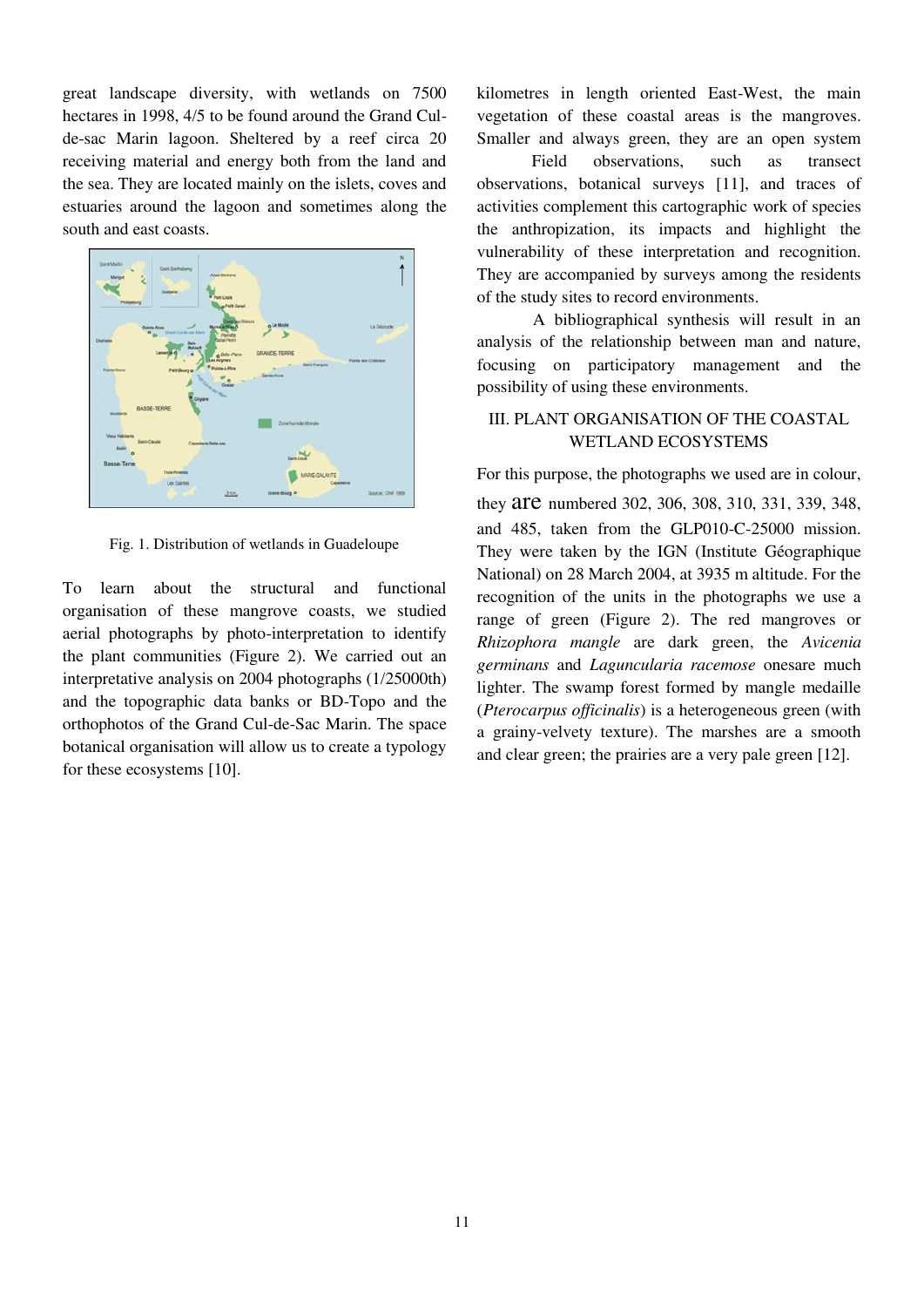great landscape diversity, with wetlands on 7500 hectares in 1998, 4/5 to be found around the Grand Cul-de-sac Marin lagoon. Sheltered by a reef circa 20 receiving material and energy both from the land and the sea. They are located mainly on the islets, coves and estuaries around the lagoon and sometimes along the south and east coasts.

Fig. 1. Distribution of wetlands in Guadeloupe

To learn about the structural and functional organisation of these mangrove coasts, we studied aerial photographs by photo-interpretation to identify the plant communities (Figure 2). We carried out an interpretative analysis on 2004 photographs (1/25000th) and the topographic data banks or BD-Topo and the orthophotos of the Grand Cul-de-Sac Marin. The space botanical organisation will allow us to create a typology for these ecosystems [10].

kilometres in length oriented East-West, the main vegetation of these coastal areas is the mangroves. Smaller and always green, they are an open system

Field observations, such as transect observations, botanical surveys [11], and traces of activities complement this cartographic work of species the anthropization, its impacts and highlight the vulnerability of these interpretation and recognition. They are accompanied by surveys among the residents of the study sites to record environments.

A bibliographical synthesis will result in an analysis of the relationship between man and nature, focusing on participatory management and the possibility of using these environments.

## III. PLANT ORGANISATION OF THE COASTAL WETLAND ECOSYSTEMS

For this purpose, the photographs we used are in colour, they are numbered 302, 306, 308, 310, 331, 339, 348, and 485, taken from the GLP010-C-25000 mission. They were taken by the IGN (Institute Géographique National) on 28 March 2004, at 3935 m altitude. For the recognition of the units in the photographs we use a range of green (Figure 2). The red mangroves or *Rhizophora mangle* are dark green, the *Avicenia germinans* and *Laguncularia racemose* onesare much lighter. The swamp forest formed by mangle medaille (*Pterocarpus officinalis*) is a heterogeneous green (with a grainy-velvety texture). The marshes are a smooth and clear green; the prairies are a very pale green [12].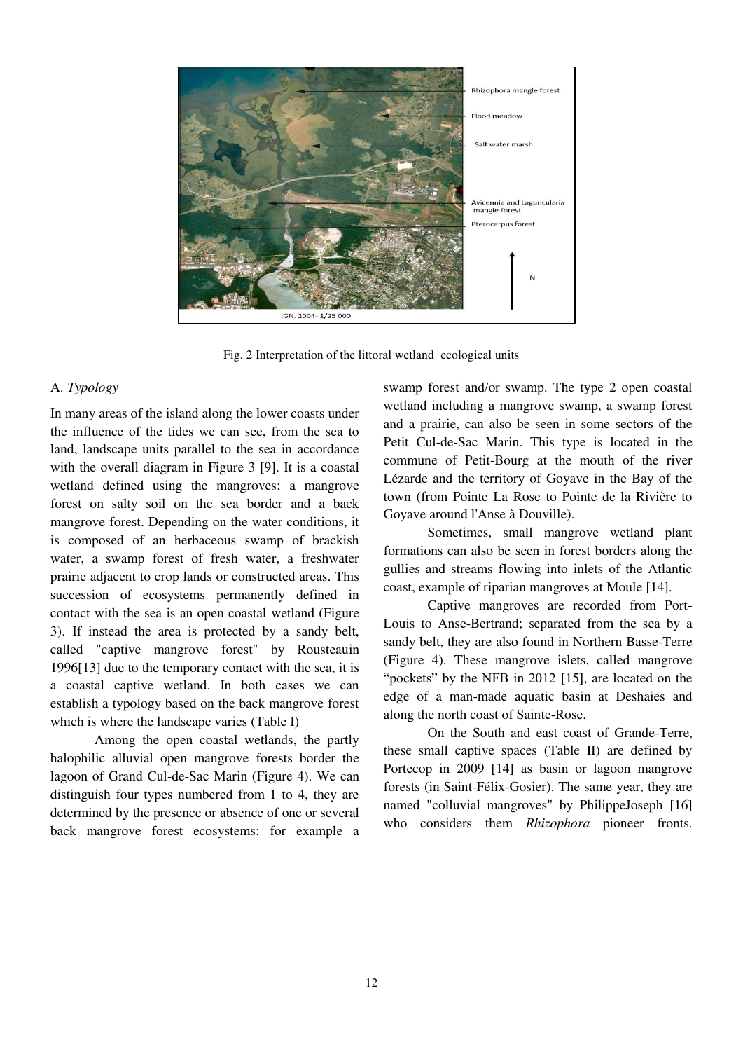Fig. 2 Interpretation of the littoral wetland ecological units

A. *Typology*

In many areas of the island along the lower coasts under the influence of the tides we can see, from the sea to land, landscape units parallel to the sea in accordance with the overall diagram in Figure 3 [9]. It is a coastal wetland defined using the mangroves: a mangrove forest on salty soil on the sea border and a back mangrove forest. Depending on the water conditions, it is composed of an herbaceous swamp of brackish water, a swamp forest of fresh water, a freshwater prairie adjacent to crop lands or constructed areas. This succession of ecosystems permanently defined in contact with the sea is an open coastal wetland (Figure 3). If instead the area is protected by a sandy belt, called "captive mangrove forest" by Rousteauin 1996[13] due to the temporary contact with the sea, it is a coastal captive wetland. In both cases we can establish a typology based on the back mangrove forest which is where the landscape varies (Table I)

Among the open coastal wetlands, the partly halophilic alluvial open mangrove forests border the lagoon of Grand Cul-de-Sac Marin (Figure 4). We can distinguish four types numbered from 1 to 4, they are determined by the presence or absence of one or several back mangrove forest ecosystems: for example a swamp forest and/or swamp. The type 2 open coastal wetland including a mangrove swamp, a swamp forest and a prairie, can also be seen in some sectors of the Petit Cul-de-Sac Marin. This type is located in the commune of Petit-Bourg at the mouth of the river Lézarde and the territory of Goyave in the Bay of the town (from Pointe La Rose to Pointe de la Rivière to Goyave around l'Anse à Douville).

Sometimes, small mangrove wetland plant formations can also be seen in forest borders along the gullies and streams flowing into inlets of the Atlantic coast, example of riparian mangroves at Moule [14].

Captive mangroves are recorded from Port-Louis to Anse-Bertrand; separated from the sea by a sandy belt, they are also found in Northern Basse-Terre (Figure 4). These mangrove islets, called mangrove "pockets" by the NFB in 2012 [15], are located on the edge of a man-made aquatic basin at Deshaies and along the north coast of Sainte-Rose.

On the South and east coast of Grande-Terre, these small captive spaces (Table II) are defined by Portecop in 2009 [14] as basin or lagoon mangrove forests (in Saint-Félix-Gosier). The same year, they are named "colluvial mangroves" by PhilippeJoseph [16] who considers them *Rhizophora* pioneer fronts.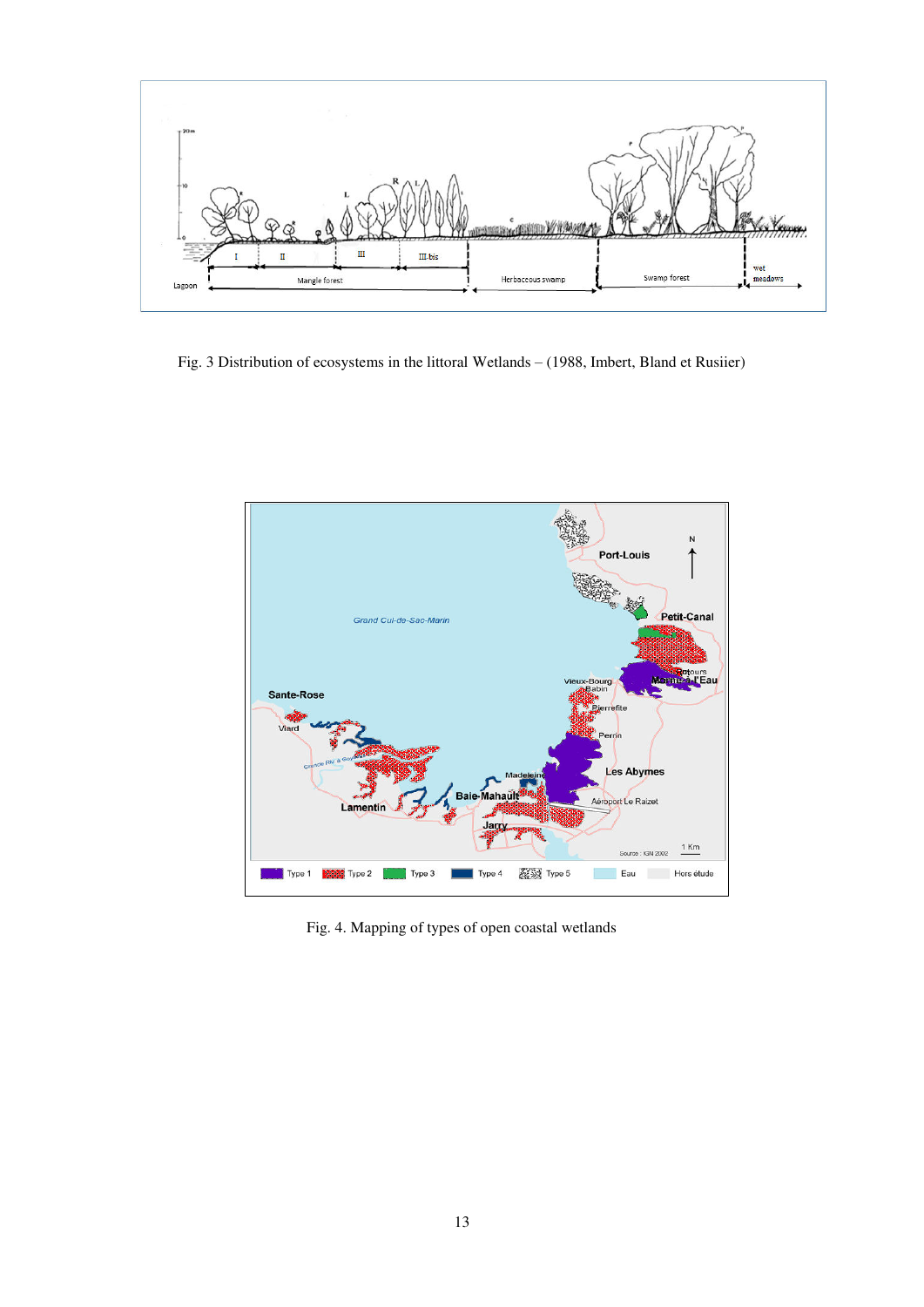Fig. 3 Distribution of ecosystems in the littoral Wetlands – (1988, Imbert, Bland et Rusiier)

Fig. 4. Mapping of types of open coastal wetlands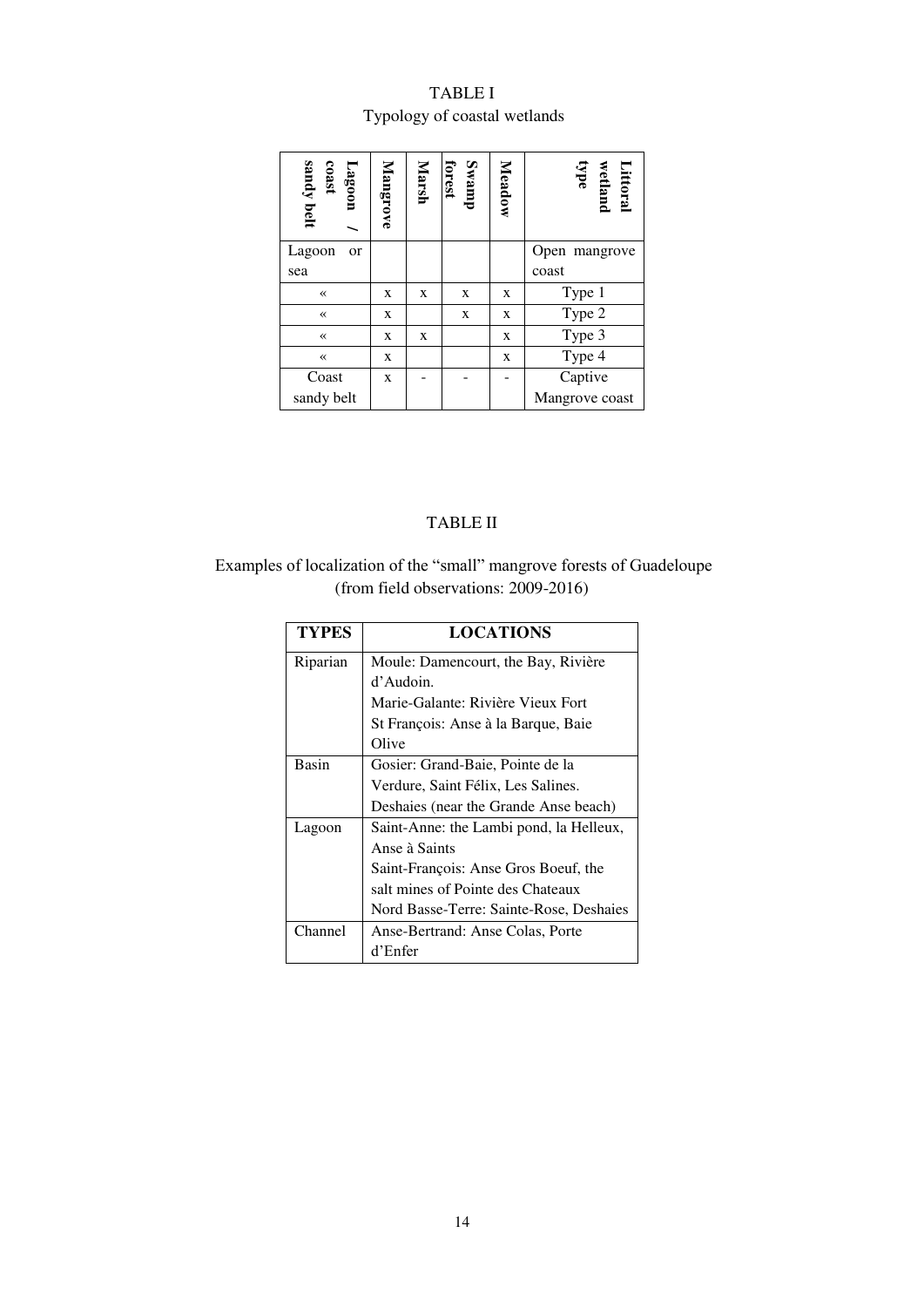TABLE I

Typology of coastal wetlands

| Lagoon / coast sandy belt | Mangrove | Marsh | Swamp forest | Meadow | Littoral wetland type |
|---|---|---|---|---|---|
| Lagoon or sea | | | | | Open mangrove coast |
| « | x | x | x | x | Type 1 |
| « | x | | x | x | Type 2 |
| « | x | x | | x | Type 3 |
| « | x | | | x | Type 4 |
| Coast sandy belt | x | - | - | - | Captive Mangrove coast |

TABLE II

Examples of localization of the "small" mangrove forests of Guadeloupe (from field observations: 2009-2016)

| TYPES | LOCATIONS |
|---|---|
| Riparian | Moule: Damencourt, the Bay, Rivière d'Audoin.<br>Marie-Galante: Rivière Vieux Fort<br>St François: Anse à la Barque, Baie Olive |
| Basin | Gosier: Grand-Baie, Pointe de la Verdure, Saint Félix, Les Salines.<br>Deshaies (near the Grande Anse beach) |
| Lagoon | Saint-Anne: the Lambi pond, la Helleux, Anse à Saints<br>Saint-François: Anse Gros Boeuf, the salt mines of Pointe des Chateaux<br>Nord Basse-Terre: Sainte-Rose, Deshaies |
| Channel | Anse-Bertrand: Anse Colas, Porte d'Enfer |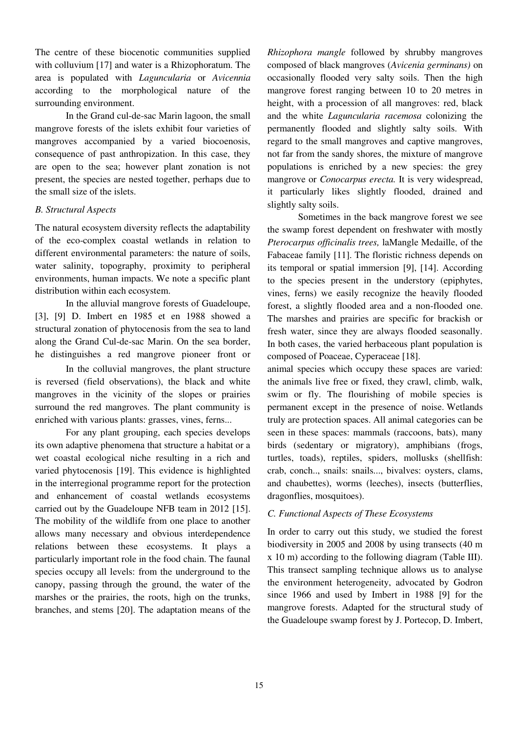The centre of these biocenotic communities supplied with colluvium [17] and water is a Rhizophoratum. The area is populated with *Laguncularia* or *Avicennia* according to the morphological nature of the surrounding environment.

In the Grand cul-de-sac Marin lagoon, the small mangrove forests of the islets exhibit four varieties of mangroves accompanied by a varied biocoenosis, consequence of past anthropization. In this case, they are open to the sea; however plant zonation is not present, the species are nested together, perhaps due to the small size of the islets.

### *B. Structural Aspects*

The natural ecosystem diversity reflects the adaptability of the eco-complex coastal wetlands in relation to different environmental parameters: the nature of soils, water salinity, topography, proximity to peripheral environments, human impacts. We note a specific plant distribution within each ecosystem.

In the alluvial mangrove forests of Guadeloupe, [3], [9] D. Imbert en 1985 et en 1988 showed a structural zonation of phytocenosis from the sea to land along the Grand Cul-de-sac Marin. On the sea border, he distinguishes a red mangrove pioneer front or *Rhizophora mangle* followed by shrubby mangroves composed of black mangroves (*Avicenia germinans)* on occasionally flooded very salty soils. Then the high mangrove forest ranging between 10 to 20 metres in height, with a procession of all mangroves: red, black and the white *Laguncularia racemosa* colonizing the permanently flooded and slightly salty soils. With regard to the small mangroves and captive mangroves, not far from the sandy shores, the mixture of mangrove populations is enriched by a new species: the grey mangrove or *Conocarpus erecta.* It is very widespread, it particularly likes slightly flooded, drained and slightly salty soils.

In the colluvial mangroves, the plant structure is reversed (field observations), the black and white mangroves in the vicinity of the slopes or prairies surround the red mangroves. The plant community is enriched with various plants: grasses, vines, ferns...

For any plant grouping, each species develops its own adaptive phenomena that structure a habitat or a wet coastal ecological niche resulting in a rich and varied phytocenosis [19]. This evidence is highlighted in the interregional programme report for the protection and enhancement of coastal wetlands ecosystems carried out by the Guadeloupe NFB team in 2012 [15]. The mobility of the wildlife from one place to another allows many necessary and obvious interdependence relations between these ecosystems. It plays a particularly important role in the food chain. The faunal species occupy all levels: from the underground to the canopy, passing through the ground, the water of the marshes or the prairies, the roots, high on the trunks, branches, and stems [20]. The adaptation means of the

Sometimes in the back mangrove forest we see the swamp forest dependent on freshwater with mostly *Pterocarpus officinalis trees,* laMangle Medaille, of the Fabaceae family [11]. The floristic richness depends on its temporal or spatial immersion [9], [14]. According to the species present in the understory (epiphytes, vines, ferns) we easily recognize the heavily flooded forest, a slightly flooded area and a non-flooded one. The marshes and prairies are specific for brackish or fresh water, since they are always flooded seasonally. In both cases, the varied herbaceous plant population is composed of Poaceae, Cyperaceae [18].

animal species which occupy these spaces are varied: the animals live free or fixed, they crawl, climb, walk, swim or fly. The flourishing of mobile species is permanent except in the presence of noise. Wetlands truly are protection spaces. All animal categories can be seen in these spaces: mammals (raccoons, bats), many birds (sedentary or migratory), amphibians (frogs, turtles, toads), reptiles, spiders, mollusks (shellfish: crab, conch.., snails: snails..., bivalves: oysters, clams, and chaubettes), worms (leeches), insects (butterflies, dragonflies, mosquitoes).

### *C. Functional Aspects of These Ecosystems*

In order to carry out this study, we studied the forest biodiversity in 2005 and 2008 by using transects (40 m x 10 m) according to the following diagram (Table III). This transect sampling technique allows us to analyse the environment heterogeneity, advocated by Godron since 1966 and used by Imbert in 1988 [9] for the mangrove forests. Adapted for the structural study of the Guadeloupe swamp forest by J. Portecop, D. Imbert,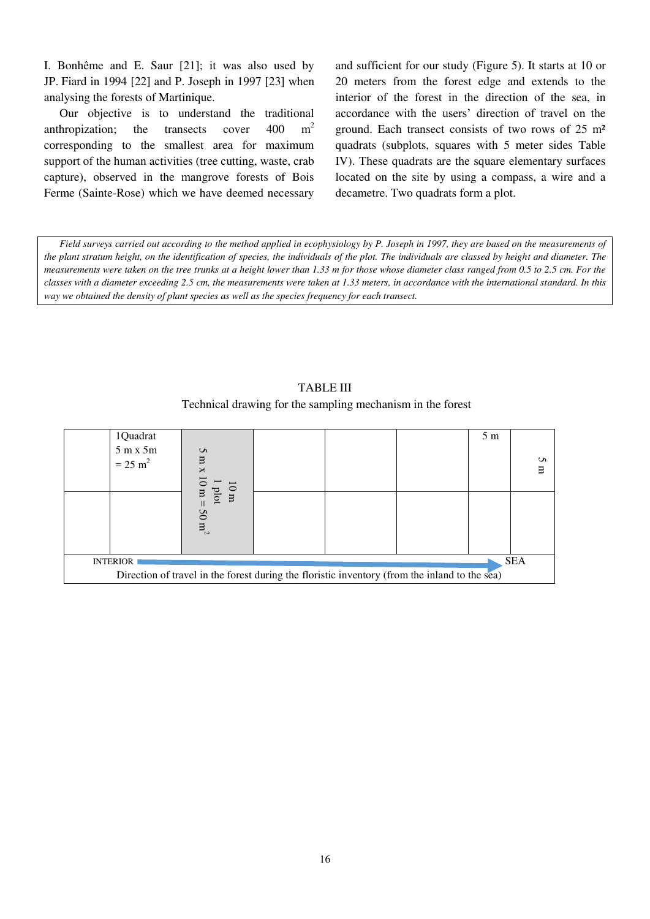I. Bonhême and E. Saur [21]; it was also used by JP. Fiard in 1994 [22] and P. Joseph in 1997 [23] when analysing the forests of Martinique.

Our objective is to understand the traditional anthropization; the transects cover 400 $m^2$ corresponding to the smallest area for maximum support of the human activities (tree cutting, waste, crab capture), observed in the mangrove forests of Bois Ferme (Sainte-Rose) which we have deemed necessary and sufficient for our study (Figure 5). It starts at 10 or 20 meters from the forest edge and extends to the interior of the forest in the direction of the sea, in accordance with the users' direction of travel on the ground. Each transect consists of two rows of 25 m² quadrats (subplots, squares with 5 meter sides Table IV). These quadrats are the square elementary surfaces located on the site by using a compass, a wire and a decametre. Two quadrats form a plot.

*Field surveys carried out according to the method applied in ecophysiology by P. Joseph in 1997, they are based on the measurements of the plant stratum height, on the identification of species, the individuals of the plot. The individuals are classed by height and diameter. The measurements were taken on the tree trunks at a height lower than 1.33 m for those whose diameter class ranged from 0.5 to 2.5 cm. For the classes with a diameter exceeding 2.5 cm, the measurements were taken at 1.33 meters, in accordance with the international standard. In this way we obtained the density of plant species as well as the species frequency for each transect.*

TABLE III

Technical drawing for the sampling mechanism in the forest

| | 1Quadrat 5 m x 5m = 25 $m^2$ | 10 m 1 plot 5 m x 10 m = 50 $m^2$ | | | | 5 m | 5 m |
|---|---|---|---|---|---|---|---|
| | | | | | | | |
| INTERIOR → SEA Direction of travel in the forest during the floristic inventory (from the inland to the sea) | | | | | | | |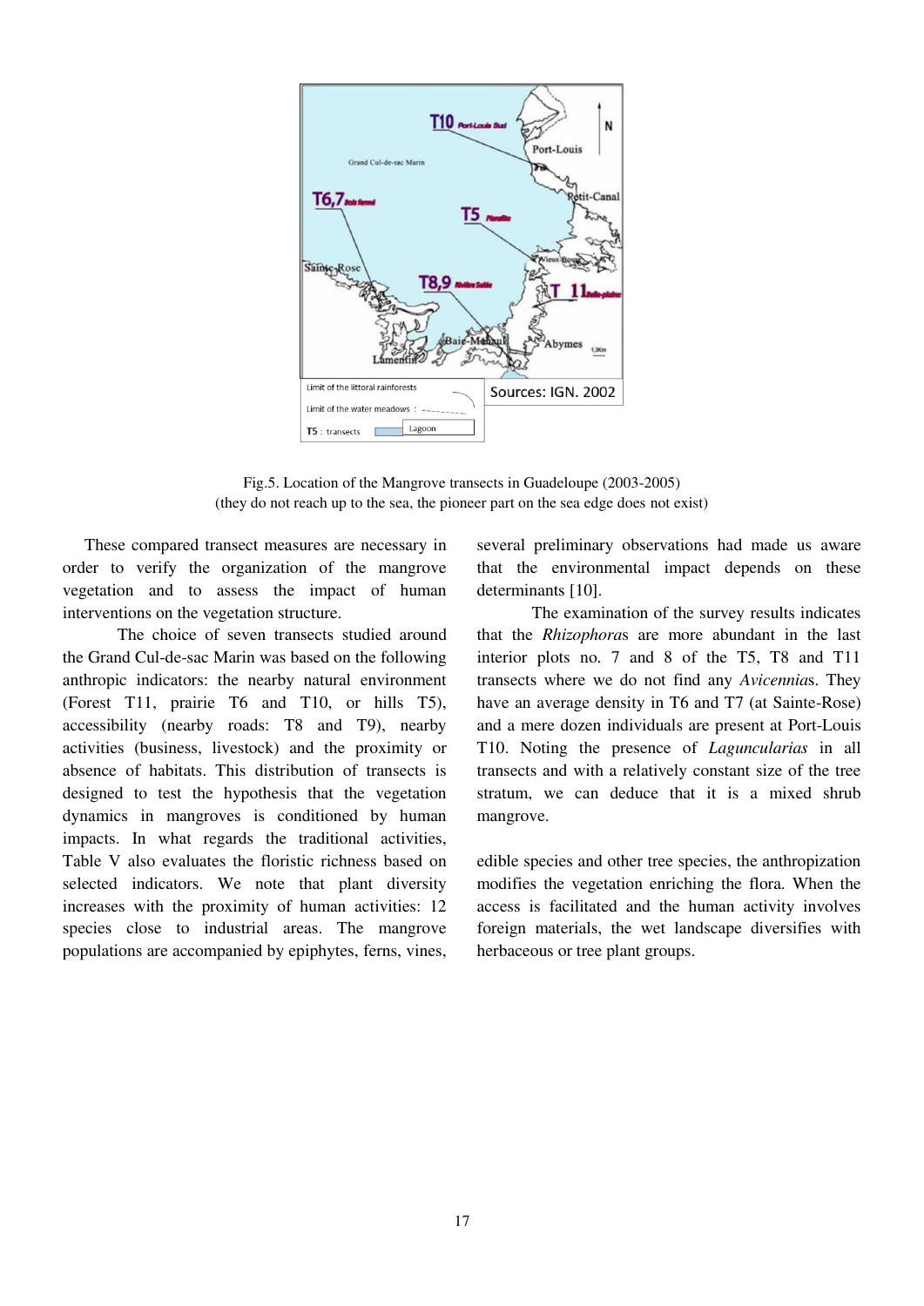Fig.5. Location of the Mangrove transects in Guadeloupe (2003-2005)
(they do not reach up to the sea, the pioneer part on the sea edge does not exist)

These compared transect measures are necessary in order to verify the organization of the mangrove vegetation and to assess the impact of human interventions on the vegetation structure.

The choice of seven transects studied around the Grand Cul-de-sac Marin was based on the following anthropic indicators: the nearby natural environment (Forest T11, prairie T6 and T10, or hills T5), accessibility (nearby roads: T8 and T9), nearby activities (business, livestock) and the proximity or absence of habitats. This distribution of transects is designed to test the hypothesis that the vegetation dynamics in mangroves is conditioned by human impacts. In what regards the traditional activities, Table V also evaluates the floristic richness based on selected indicators. We note that plant diversity increases with the proximity of human activities: 12 species close to industrial areas. The mangrove populations are accompanied by epiphytes, ferns, vines, several preliminary observations had made us aware that the environmental impact depends on these determinants [10].

The examination of the survey results indicates that the *Rhizophora*s are more abundant in the last interior plots no. 7 and 8 of the T5, T8 and T11 transects where we do not find any *Avicennia*s. They have an average density in T6 and T7 (at Sainte-Rose) and a mere dozen individuals are present at Port-Louis T10. Noting the presence of *Laguncularias* in all transects and with a relatively constant size of the tree stratum, we can deduce that it is a mixed shrub mangrove.

edible species and other tree species, the anthropization modifies the vegetation enriching the flora. When the access is facilitated and the human activity involves foreign materials, the wet landscape diversifies with herbaceous or tree plant groups.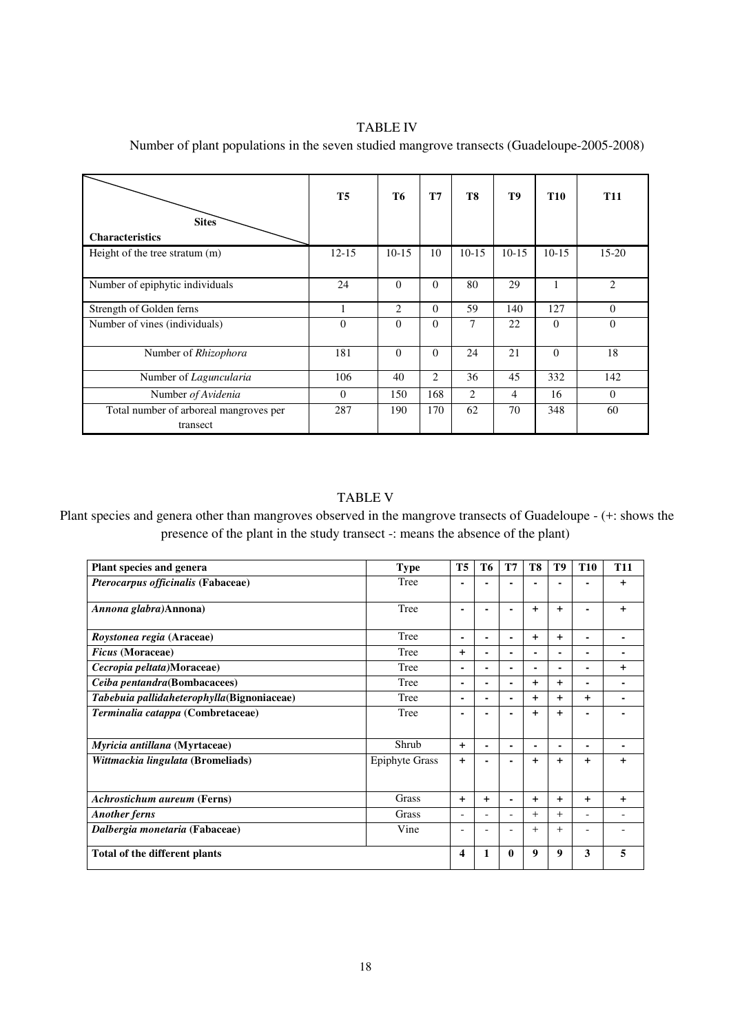TABLE IV

Number of plant populations in the seven studied mangrove transects (Guadeloupe-2005-2008)

| Characteristics \ Sites | T5 | T6 | T7 | T8 | T9 | T10 | T11 |
|---|---|---|---|---|---|---|---|
| Height of the tree stratum (m) | 12-15 | 10-15 | 10 | 10-15 | 10-15 | 10-15 | 15-20 |
| Number of epiphytic individuals | 24 | 0 | 0 | 80 | 29 | 1 | 2 |
| Strength of Golden ferns | 1 | 2 | 0 | 59 | 140 | 127 | 0 |
| Number of vines (individuals) | 0 | 0 | 0 | 7 | 22 | 0 | 0 |
| Number of *Rhizophora* | 181 | 0 | 0 | 24 | 21 | 0 | 18 |
| Number of *Laguncularia* | 106 | 40 | 2 | 36 | 45 | 332 | 142 |
| Number *of Avidenia* | 0 | 150 | 168 | 2 | 4 | 16 | 0 |
| Total number of arboreal mangroves per transect | 287 | 190 | 170 | 62 | 70 | 348 | 60 |

TABLE V

Plant species and genera other than mangroves observed in the mangrove transects of Guadeloupe - (+: shows the presence of the plant in the study transect -: means the absence of the plant)

| Plant species and genera | Type | T5 | T6 | T7 | T8 | T9 | T10 | T11 |
|---|---|---|---|---|---|---|---|---|
| ***Pterocarpus officinalis* (Fabaceae)** | Tree | - | - | - | - | - | - | + |
| ***Annona glabra*)Annona)** | Tree | - | - | - | + | + | - | + |
| ***Roystonea regia* (Araceae)** | Tree | - | - | - | + | + | - | - |
| ***Ficus* (Moraceae)** | Tree | + | - | - | - | - | - | - |
| ***Cecropia peltata*)Moraceae)** | Tree | - | - | - | - | - | - | + |
| ***Ceiba pentandra*(Bombacacees)** | Tree | - | - | - | + | + | - | - |
| ***Tabebuia pallidaheterophylla*(Bignoniaceae)** | Tree | - | - | - | + | + | + | - |
| ***Terminalia catappa* (Combretaceae)** | Tree | - | - | - | + | + | - | - |
| ***Myricia antillana* (Myrtaceae)** | Shrub | + | - | - | - | - | - | - |
| ***Wittmackia lingulata* (Bromeliads)** | Epiphyte Grass | + | - | - | + | + | + | + |
| ***Achrostichum aureum* (Ferns)** | Grass | + | + | - | + | + | + | + |
| ***Another ferns*** | Grass | - | - | - | + | + | - | - |
| ***Dalbergia monetaria* (Fabaceae)** | Vine | - | - | - | + | + | - | - |
| **Total of the different plants** | | **4** | **1** | **0** | **9** | **9** | **3** | **5** |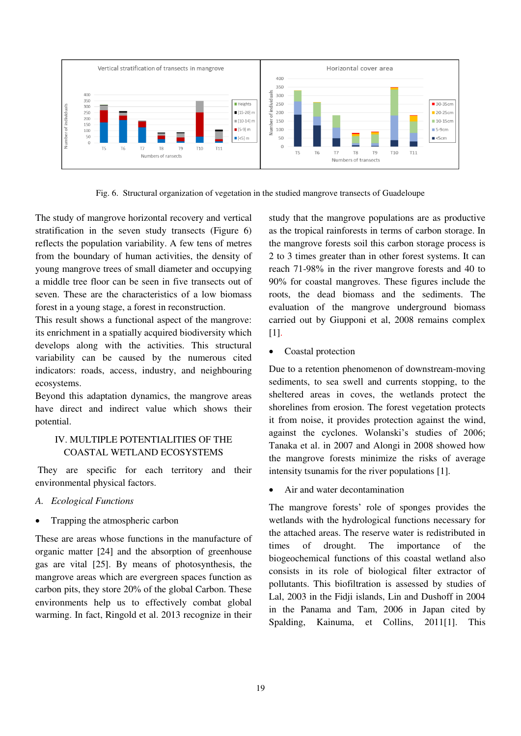Fig. 6. Structural organization of vegetation in the studied mangrove transects of Guadeloupe

The study of mangrove horizontal recovery and vertical stratification in the seven study transects (Figure 6) reflects the population variability. A few tens of metres from the boundary of human activities, the density of young mangrove trees of small diameter and occupying a middle tree floor can be seen in five transects out of seven. These are the characteristics of a low biomass forest in a young stage, a forest in reconstruction.

This result shows a functional aspect of the mangrove: its enrichment in a spatially acquired biodiversity which develops along with the activities. This structural variability can be caused by the numerous cited indicators: roads, access, industry, and neighbouring ecosystems.

Beyond this adaptation dynamics, the mangrove areas have direct and indirect value which shows their potential.

## IV. MULTIPLE POTENTIALITIES OF THE COASTAL WETLAND ECOSYSTEMS

They are specific for each territory and their environmental physical factors.

### *A. Ecological Functions*

- Trapping the atmospheric carbon

These are areas whose functions in the manufacture of organic matter [24] and the absorption of greenhouse gas are vital [25]. By means of photosynthesis, the mangrove areas which are evergreen spaces function as carbon pits, they store 20% of the global Carbon. These environments help us to effectively combat global warming. In fact, Ringold et al. 2013 recognize in their study that the mangrove populations are as productive as the tropical rainforests in terms of carbon storage. In the mangrove forests soil this carbon storage process is 2 to 3 times greater than in other forest systems. It can reach 71-98% in the river mangrove forests and 40 to 90% for coastal mangroves. These figures include the roots, the dead biomass and the sediments. The evaluation of the mangrove underground biomass carried out by Giupponi et al, 2008 remains complex [1].

- Coastal protection

Due to a retention phenomenon of downstream-moving sediments, to sea swell and currents stopping, to the sheltered areas in coves, the wetlands protect the shorelines from erosion. The forest vegetation protects it from noise, it provides protection against the wind, against the cyclones. Wolanski's studies of 2006; Tanaka et al. in 2007 and Alongi in 2008 showed how the mangrove forests minimize the risks of average intensity tsunamis for the river populations [1].

- Air and water decontamination

The mangrove forests' role of sponges provides the wetlands with the hydrological functions necessary for the attached areas. The reserve water is redistributed in times of drought. The importance of the biogeochemical functions of this coastal wetland also consists in its role of biological filter extractor of pollutants. This biofiltration is assessed by studies of Lal, 2003 in the Fidji islands, Lin and Dushoff in 2004 in the Panama and Tam, 2006 in Japan cited by Spalding, Kainuma, et Collins, 2011[1]. This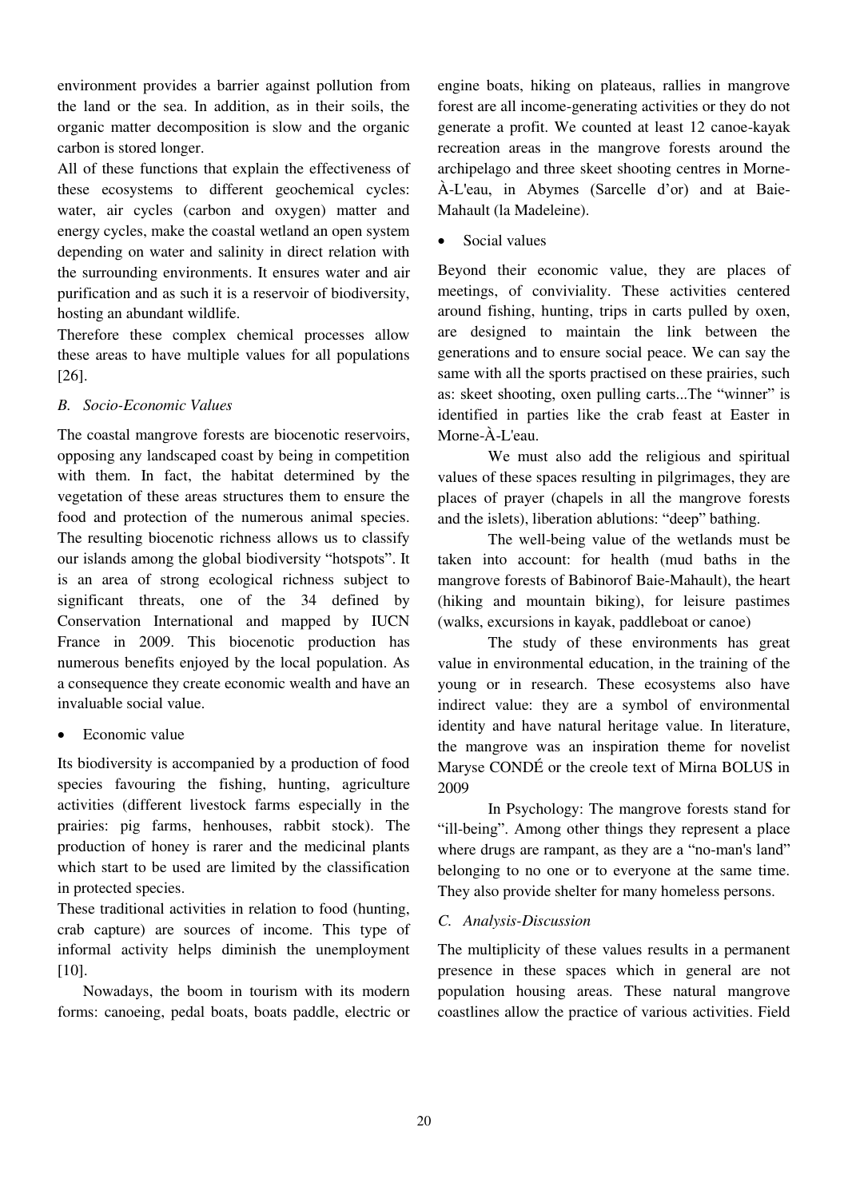environment provides a barrier against pollution from the land or the sea. In addition, as in their soils, the organic matter decomposition is slow and the organic carbon is stored longer.

All of these functions that explain the effectiveness of these ecosystems to different geochemical cycles: water, air cycles (carbon and oxygen) matter and energy cycles, make the coastal wetland an open system depending on water and salinity in direct relation with the surrounding environments. It ensures water and air purification and as such it is a reservoir of biodiversity, hosting an abundant wildlife.

Therefore these complex chemical processes allow these areas to have multiple values for all populations [26].

### *B. Socio-Economic Values*

The coastal mangrove forests are biocenotic reservoirs, opposing any landscaped coast by being in competition with them. In fact, the habitat determined by the vegetation of these areas structures them to ensure the food and protection of the numerous animal species. The resulting biocenotic richness allows us to classify our islands among the global biodiversity "hotspots". It is an area of strong ecological richness subject to significant threats, one of the 34 defined by Conservation International and mapped by IUCN France in 2009. This biocenotic production has numerous benefits enjoyed by the local population. As a consequence they create economic wealth and have an invaluable social value.

- Economic value

Its biodiversity is accompanied by a production of food species favouring the fishing, hunting, agriculture activities (different livestock farms especially in the prairies: pig farms, henhouses, rabbit stock). The production of honey is rarer and the medicinal plants which start to be used are limited by the classification in protected species.

These traditional activities in relation to food (hunting, crab capture) are sources of income. This type of informal activity helps diminish the unemployment [10].

Nowadays, the boom in tourism with its modern forms: canoeing, pedal boats, boats paddle, electric or engine boats, hiking on plateaus, rallies in mangrove forest are all income-generating activities or they do not generate a profit. We counted at least 12 canoe-kayak recreation areas in the mangrove forests around the archipelago and three skeet shooting centres in Morne-À-L'eau, in Abymes (Sarcelle d'or) and at Baie-Mahault (la Madeleine).

- Social values

Beyond their economic value, they are places of meetings, of conviviality. These activities centered around fishing, hunting, trips in carts pulled by oxen, are designed to maintain the link between the generations and to ensure social peace. We can say the same with all the sports practised on these prairies, such as: skeet shooting, oxen pulling carts...The "winner" is identified in parties like the crab feast at Easter in Morne-À-L'eau.

We must also add the religious and spiritual values of these spaces resulting in pilgrimages, they are places of prayer (chapels in all the mangrove forests and the islets), liberation ablutions: "deep" bathing.

The well-being value of the wetlands must be taken into account: for health (mud baths in the mangrove forests of Babinorof Baie-Mahault), the heart (hiking and mountain biking), for leisure pastimes (walks, excursions in kayak, paddleboat or canoe)

The study of these environments has great value in environmental education, in the training of the young or in research. These ecosystems also have indirect value: they are a symbol of environmental identity and have natural heritage value. In literature, the mangrove was an inspiration theme for novelist Maryse CONDÉ or the creole text of Mirna BOLUS in 2009

In Psychology: The mangrove forests stand for "ill-being". Among other things they represent a place where drugs are rampant, as they are a "no-man's land" belonging to no one or to everyone at the same time. They also provide shelter for many homeless persons.

### *C. Analysis-Discussion*

The multiplicity of these values results in a permanent presence in these spaces which in general are not population housing areas. These natural mangrove coastlines allow the practice of various activities. Field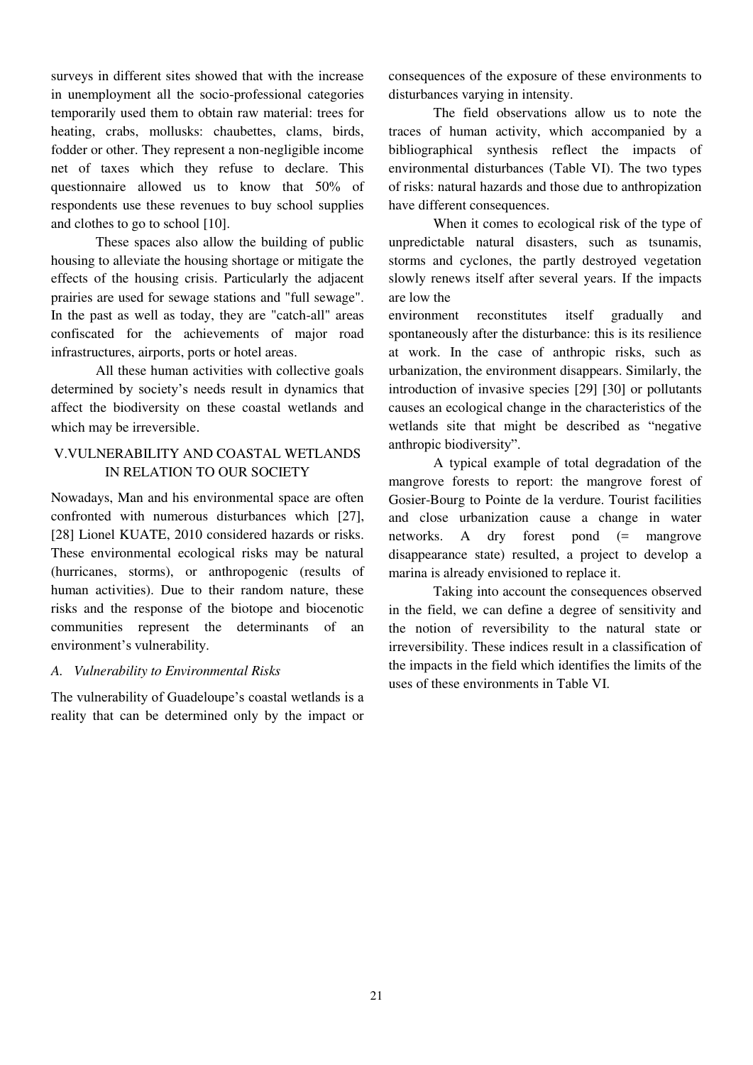surveys in different sites showed that with the increase in unemployment all the socio-professional categories temporarily used them to obtain raw material: trees for heating, crabs, mollusks: chaubettes, clams, birds, fodder or other. They represent a non-negligible income net of taxes which they refuse to declare. This questionnaire allowed us to know that 50% of respondents use these revenues to buy school supplies and clothes to go to school [10].

These spaces also allow the building of public housing to alleviate the housing shortage or mitigate the effects of the housing crisis. Particularly the adjacent prairies are used for sewage stations and "full sewage". In the past as well as today, they are "catch-all" areas confiscated for the achievements of major road infrastructures, airports, ports or hotel areas.

All these human activities with collective goals determined by society's needs result in dynamics that affect the biodiversity on these coastal wetlands and which may be irreversible.

## V.VULNERABILITY AND COASTAL WETLANDS IN RELATION TO OUR SOCIETY

Nowadays, Man and his environmental space are often confronted with numerous disturbances which [27], [28] Lionel KUATE, 2010 considered hazards or risks. These environmental ecological risks may be natural (hurricanes, storms), or anthropogenic (results of human activities). Due to their random nature, these risks and the response of the biotope and biocenotic communities represent the determinants of an environment's vulnerability.

### *A. Vulnerability to Environmental Risks*

The vulnerability of Guadeloupe's coastal wetlands is a reality that can be determined only by the impact or consequences of the exposure of these environments to disturbances varying in intensity.

The field observations allow us to note the traces of human activity, which accompanied by a bibliographical synthesis reflect the impacts of environmental disturbances (Table VI). The two types of risks: natural hazards and those due to anthropization have different consequences.

When it comes to ecological risk of the type of unpredictable natural disasters, such as tsunamis, storms and cyclones, the partly destroyed vegetation slowly renews itself after several years. If the impacts are low the environment reconstitutes itself gradually and spontaneously after the disturbance: this is its resilience at work. In the case of anthropic risks, such as urbanization, the environment disappears. Similarly, the introduction of invasive species [29] [30] or pollutants causes an ecological change in the characteristics of the wetlands site that might be described as "negative anthropic biodiversity".

A typical example of total degradation of the mangrove forests to report: the mangrove forest of Gosier-Bourg to Pointe de la verdure. Tourist facilities and close urbanization cause a change in water networks. A dry forest pond (= mangrove disappearance state) resulted, a project to develop a marina is already envisioned to replace it.

Taking into account the consequences observed in the field, we can define a degree of sensitivity and the notion of reversibility to the natural state or irreversibility. These indices result in a classification of the impacts in the field which identifies the limits of the uses of these environments in Table VI.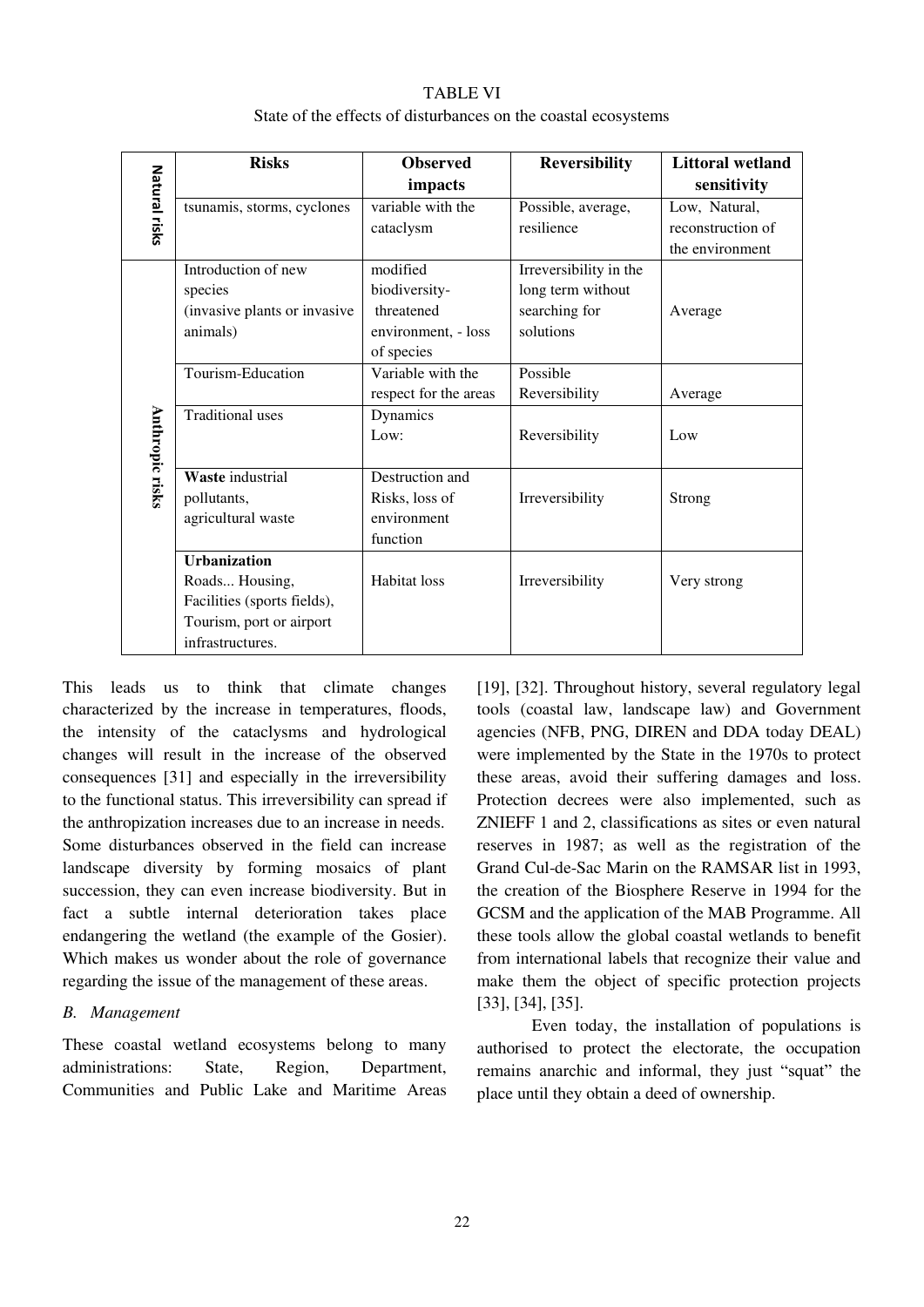TABLE VI

State of the effects of disturbances on the coastal ecosystems

| | Risks | Observed impacts | Reversibility | Littoral wetland sensitivity |
|---|---|---|---|---|
| Natural risks | tsunamis, storms, cyclones | variable with the cataclysm | Possible, average, resilience | Low, Natural, reconstruction of the environment |
| Anthropic risks | Introduction of new species (invasive plants or invasive animals) | modified biodiversity- threatened environment, - loss of species | Irreversibility in the long term without searching for solutions | Average |
| | Tourism-Education | Variable with the respect for the areas | Possible Reversibility | Average |
| | Traditional uses | Dynamics Low: | Reversibility | Low |
| | **Waste** industrial pollutants, agricultural waste | Destruction and Risks, loss of environment function | Irreversibility | Strong |
| | **Urbanization** Roads... Housing, Facilities (sports fields), Tourism, port or airport infrastructures. | Habitat loss | Irreversibility | Very strong |

This leads us to think that climate changes characterized by the increase in temperatures, floods, the intensity of the cataclysms and hydrological changes will result in the increase of the observed consequences [31] and especially in the irreversibility to the functional status. This irreversibility can spread if the anthropization increases due to an increase in needs. Some disturbances observed in the field can increase landscape diversity by forming mosaics of plant succession, they can even increase biodiversity. But in fact a subtle internal deterioration takes place endangering the wetland (the example of the Gosier). Which makes us wonder about the role of governance regarding the issue of the management of these areas.

### B. Management

These coastal wetland ecosystems belong to many administrations: State, Region, Department, Communities and Public Lake and Maritime Areas [19], [32]. Throughout history, several regulatory legal tools (coastal law, landscape law) and Government agencies (NFB, PNG, DIREN and DDA today DEAL) were implemented by the State in the 1970s to protect these areas, avoid their suffering damages and loss. Protection decrees were also implemented, such as ZNIEFF 1 and 2, classifications as sites or even natural reserves in 1987; as well as the registration of the Grand Cul-de-Sac Marin on the RAMSAR list in 1993, the creation of the Biosphere Reserve in 1994 for the GCSM and the application of the MAB Programme. All these tools allow the global coastal wetlands to benefit from international labels that recognize their value and make them the object of specific protection projects [33], [34], [35].

Even today, the installation of populations is authorised to protect the electorate, the occupation remains anarchic and informal, they just "squat" the place until they obtain a deed of ownership.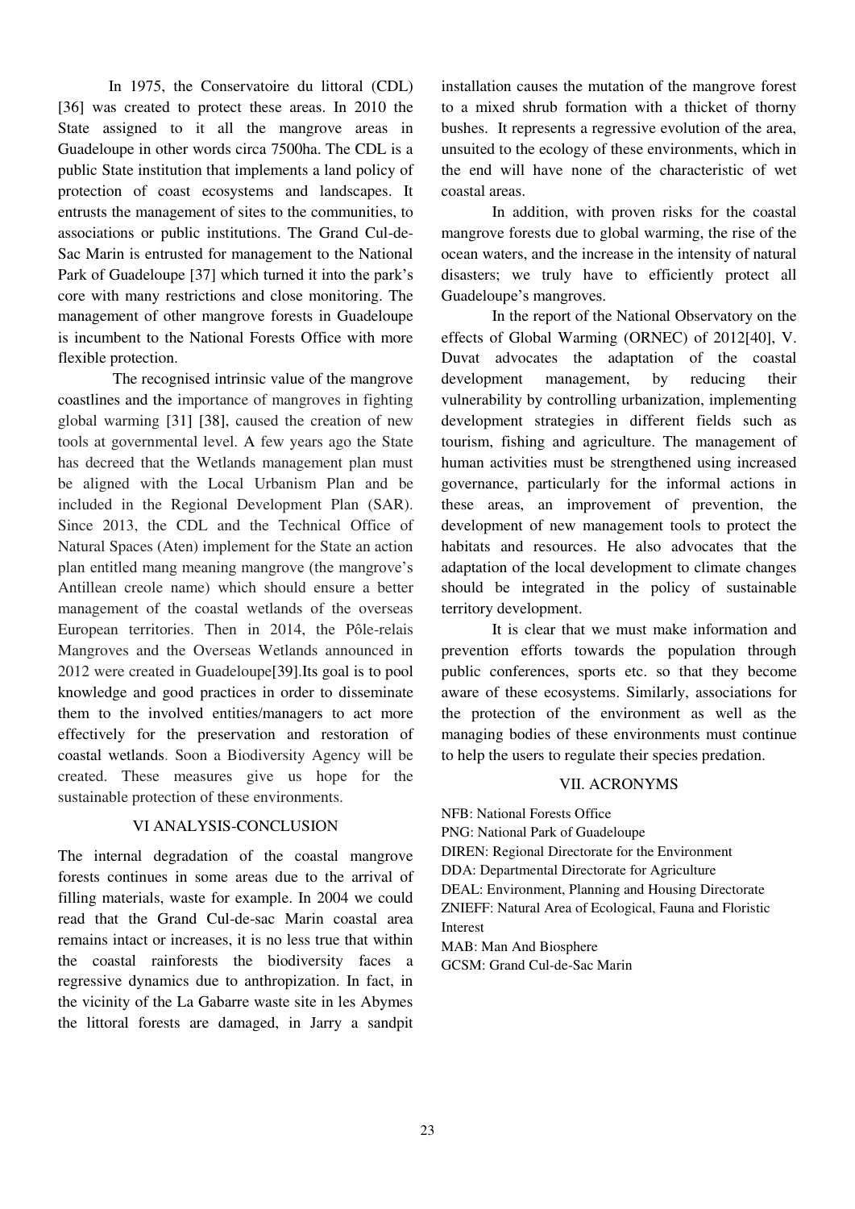In 1975, the Conservatoire du littoral (CDL) [36] was created to protect these areas. In 2010 the State assigned to it all the mangrove areas in Guadeloupe in other words circa 7500ha. The CDL is a public State institution that implements a land policy of protection of coast ecosystems and landscapes. It entrusts the management of sites to the communities, to associations or public institutions. The Grand Cul-de-Sac Marin is entrusted for management to the National Park of Guadeloupe [37] which turned it into the park's core with many restrictions and close monitoring. The management of other mangrove forests in Guadeloupe is incumbent to the National Forests Office with more flexible protection.

The recognised intrinsic value of the mangrove coastlines and the importance of mangroves in fighting global warming [31] [38], caused the creation of new tools at governmental level. A few years ago the State has decreed that the Wetlands management plan must be aligned with the Local Urbanism Plan and be included in the Regional Development Plan (SAR). Since 2013, the CDL and the Technical Office of Natural Spaces (Aten) implement for the State an action plan entitled mang meaning mangrove (the mangrove's Antillean creole name) which should ensure a better management of the coastal wetlands of the overseas European territories. Then in 2014, the Pôle-relais Mangroves and the Overseas Wetlands announced in 2012 were created in Guadeloupe[39].Its goal is to pool knowledge and good practices in order to disseminate them to the involved entities/managers to act more effectively for the preservation and restoration of coastal wetlands. Soon a Biodiversity Agency will be created. These measures give us hope for the sustainable protection of these environments.

## VI ANALYSIS-CONCLUSION

The internal degradation of the coastal mangrove forests continues in some areas due to the arrival of filling materials, waste for example. In 2004 we could read that the Grand Cul-de-sac Marin coastal area remains intact or increases, it is no less true that within the coastal rainforests the biodiversity faces a regressive dynamics due to anthropization. In fact, in the vicinity of the La Gabarre waste site in les Abymes the littoral forests are damaged, in Jarry a sandpit installation causes the mutation of the mangrove forest to a mixed shrub formation with a thicket of thorny bushes. It represents a regressive evolution of the area, unsuited to the ecology of these environments, which in the end will have none of the characteristic of wet coastal areas.

In addition, with proven risks for the coastal mangrove forests due to global warming, the rise of the ocean waters, and the increase in the intensity of natural disasters; we truly have to efficiently protect all Guadeloupe's mangroves.

In the report of the National Observatory on the effects of Global Warming (ORNEC) of 2012[40], V. Duvat advocates the adaptation of the coastal development management, by reducing their vulnerability by controlling urbanization, implementing development strategies in different fields such as tourism, fishing and agriculture. The management of human activities must be strengthened using increased governance, particularly for the informal actions in these areas, an improvement of prevention, the development of new management tools to protect the habitats and resources. He also advocates that the adaptation of the local development to climate changes should be integrated in the policy of sustainable territory development.

It is clear that we must make information and prevention efforts towards the population through public conferences, sports etc. so that they become aware of these ecosystems. Similarly, associations for the protection of the environment as well as the managing bodies of these environments must continue to help the users to regulate their species predation.

## VII. ACRONYMS

NFB: National Forests Office
PNG: National Park of Guadeloupe
DIREN: Regional Directorate for the Environment
DDA: Departmental Directorate for Agriculture
DEAL: Environment, Planning and Housing Directorate
ZNIEFF: Natural Area of Ecological, Fauna and Floristic Interest
MAB: Man And Biosphere
GCSM: Grand Cul-de-Sac Marin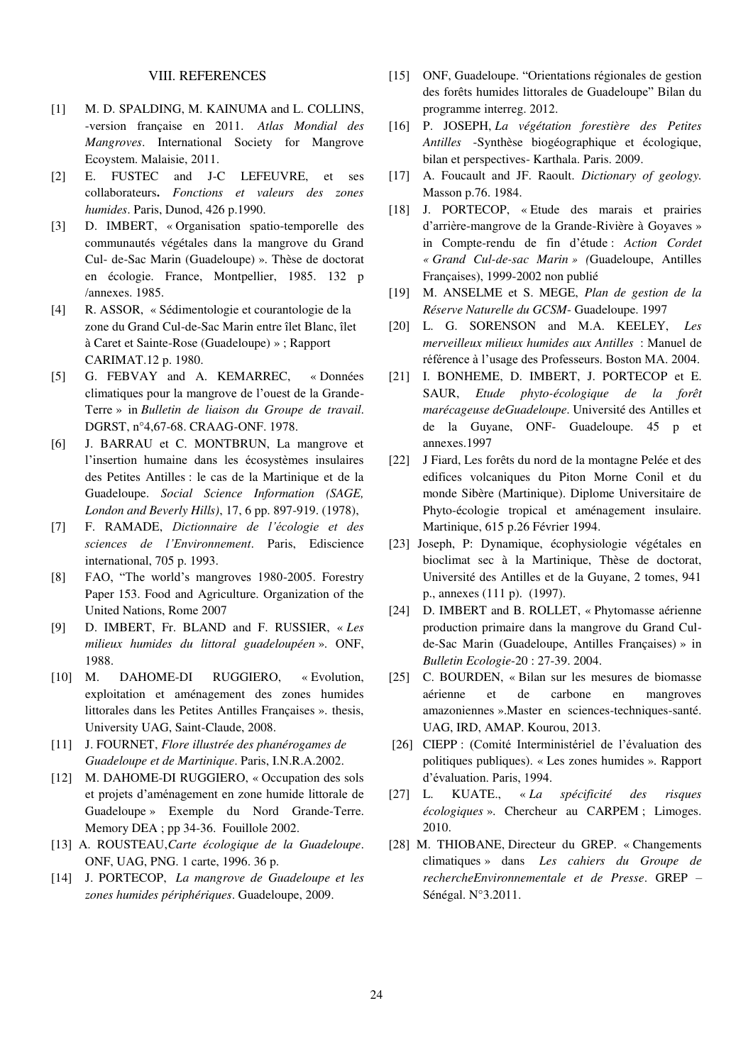## VIII. REFERENCES

[1] M. D. SPALDING, M. KAINUMA and L. COLLINS, -version française en 2011. *Atlas Mondial des Mangroves*. International Society for Mangrove Ecoystem. Malaisie, 2011.

[2] E. FUSTEC and J-C LEFEUVRE, et ses collaborateurs**.** *Fonctions et valeurs des zones humides*. Paris, Dunod, 426 p.1990.

[3] D. IMBERT, « Organisation spatio-temporelle des communautés végétales dans la mangrove du Grand Cul- de-Sac Marin (Guadeloupe) ». Thèse de doctorat en écologie. France, Montpellier, 1985. 132 p /annexes. 1985.

[4] R. ASSOR, « Sédimentologie et courantologie de la zone du Grand Cul-de-Sac Marin entre îlet Blanc, îlet à Caret et Sainte-Rose (Guadeloupe) » ; Rapport CARIMAT.12 p. 1980.

[5] G. FEBVAY and A. KEMARREC, « Données climatiques pour la mangrove de l'ouest de la Grande-Terre » in *Bulletin de liaison du Groupe de travail*. DGRST, n°4,67-68. CRAAG-ONF. 1978.

[6] J. BARRAU et C. MONTBRUN, La mangrove et l'insertion humaine dans les écosystèmes insulaires des Petites Antilles : le cas de la Martinique et de la Guadeloupe. *Social Science Information (SAGE, London and Beverly Hills)*, 17, 6 pp. 897-919. (1978),

[7] F. RAMADE, *Dictionnaire de l'écologie et des sciences de l'Environnement*. Paris, Ediscience international, 705 p. 1993.

[8] FAO, "The world's mangroves 1980-2005. Forestry Paper 153. Food and Agriculture. Organization of the United Nations, Rome 2007

[9] D. IMBERT, Fr. BLAND and F. RUSSIER, « *Les milieux humides du littoral guadeloupéen* ». ONF, 1988.

[10] M. DAHOME-DI RUGGIERO, « Evolution, exploitation et aménagement des zones humides littorales dans les Petites Antilles Françaises ». thesis, University UAG, Saint-Claude, 2008.

[11] J. FOURNET, *Flore illustrée des phanérogames de Guadeloupe et de Martinique*. Paris, I.N.R.A.2002.

[12] M. DAHOME-DI RUGGIERO, « Occupation des sols et projets d'aménagement en zone humide littorale de Guadeloupe » Exemple du Nord Grande-Terre. Memory DEA ; pp 34-36. Fouillole 2002.

[13] A. ROUSTEAU,*Carte écologique de la Guadeloupe*. ONF, UAG, PNG. 1 carte, 1996. 36 p.

[14] J. PORTECOP, *La mangrove de Guadeloupe et les zones humides périphériques*. Guadeloupe, 2009.

[15] ONF, Guadeloupe. "Orientations régionales de gestion des forêts humides littorales de Guadeloupe" Bilan du programme interreg. 2012.

[16] P. JOSEPH, *La végétation forestière des Petites Antilles* -Synthèse biogéographique et écologique, bilan et perspectives- Karthala. Paris. 2009.

[17] A. Foucault and JF. Raoult. *Dictionary of geology.* Masson p.76. 1984.

[18] J. PORTECOP, « Etude des marais et prairies d'arrière-mangrove de la Grande-Rivière à Goyaves » in Compte-rendu de fin d'étude : *Action Cordet « Grand Cul-de-sac Marin » (*Guadeloupe, Antilles Françaises), 1999-2002 non publié

[19] M. ANSELME et S. MEGE, *Plan de gestion de la Réserve Naturelle du GCSM*- Guadeloupe. 1997

[20] L. G. SORENSON and M.A. KEELEY, *Les merveilleux milieux humides aux Antilles* : Manuel de référence à l'usage des Professeurs. Boston MA. 2004.

[21] I. BONHEME, D. IMBERT, J. PORTECOP et E. SAUR, *Etude phyto-écologique de la forêt marécageuse deGuadeloupe*. Université des Antilles et de la Guyane, ONF- Guadeloupe. 45 p et annexes.1997

[22] J Fiard, Les forêts du nord de la montagne Pelée et des edifices volcaniques du Piton Morne Conil et du monde Sibère (Martinique). Diplome Universitaire de Phyto-écologie tropical et aménagement insulaire. Martinique, 615 p.26 Février 1994.

[23] Joseph, P: Dynamique, écophysiologie végétales en bioclimat sec à la Martinique, Thèse de doctorat, Université des Antilles et de la Guyane, 2 tomes, 941 p., annexes (111 p). (1997).

[24] D. IMBERT and B. ROLLET, « Phytomasse aérienne production primaire dans la mangrove du Grand Cul-de-Sac Marin (Guadeloupe, Antilles Françaises) » in *Bulletin Ecologie*-20 : 27-39. 2004.

[25] C. BOURDEN, « Bilan sur les mesures de biomasse aérienne et de carbone en mangroves amazoniennes ».Master en sciences-techniques-santé. UAG, IRD, AMAP. Kourou, 2013.

[26] CIEPP : (Comité Interministériel de l'évaluation des politiques publiques). « Les zones humides ». Rapport d'évaluation. Paris, 1994.

[27] L. KUATE., « *La spécificité des risques écologiques* ». Chercheur au CARPEM ; Limoges. 2010.

[28] M. THIOBANE, Directeur du GREP. « Changements climatiques » dans *Les cahiers du Groupe de rechercheEnvironnementale et de Presse*. GREP – Sénégal. N°3.2011.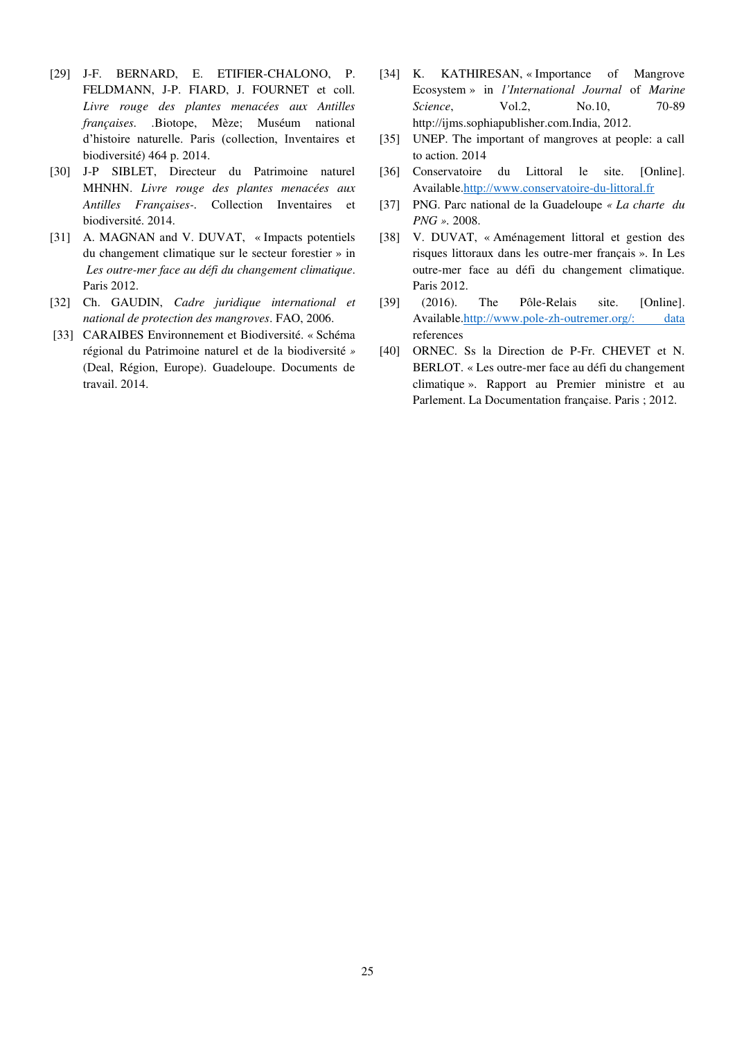[29] J-F. BERNARD, E. ETIFIER-CHALONO, P. FELDMANN, J-P. FIARD, J. FOURNET et coll. *Livre rouge des plantes menacées aux Antilles françaises.* .Biotope, Mèze; Muséum national d'histoire naturelle. Paris (collection, Inventaires et biodiversité) 464 p. 2014.

[30] J-P SIBLET, Directeur du Patrimoine naturel MHNHN. *Livre rouge des plantes menacées aux Antilles Françaises-.* Collection Inventaires et biodiversité. 2014.

[31] A. MAGNAN and V. DUVAT, « Impacts potentiels du changement climatique sur le secteur forestier » in *Les outre-mer face au défi du changement climatique*. Paris 2012.

[32] Ch. GAUDIN, *Cadre juridique international et national de protection des mangroves*. FAO, 2006.

[33] CARAIBES Environnement et Biodiversité. « Schéma régional du Patrimoine naturel et de la biodiversité » (Deal, Région, Europe). Guadeloupe. Documents de travail. 2014.

[34] K. KATHIRESAN, « Importance of Mangrove Ecosystem » in *l'International Journal* of *Marine Science*, Vol.2, No.10, 70-89 http://ijms.sophiapublisher.com.India, 2012.

[35] UNEP. The important of mangroves at people: a call to action. 2014

[36] Conservatoire du Littoral le site. [Online]. Available.http://www.conservatoire-du-littoral.fr

[37] PNG. Parc national de la Guadeloupe *« La charte du PNG ».* 2008.

[38] V. DUVAT, « Aménagement littoral et gestion des risques littoraux dans les outre-mer français ». In Les outre-mer face au défi du changement climatique. Paris 2012.

[39] (2016). The Pôle-Relais site. [Online]. Available.http://www.pole-zh-outremer.org/: data references

[40] ORNEC. Ss la Direction de P-Fr. CHEVET et N. BERLOT. « Les outre-mer face au défi du changement climatique ». Rapport au Premier ministre et au Parlement. La Documentation française. Paris ; 2012.